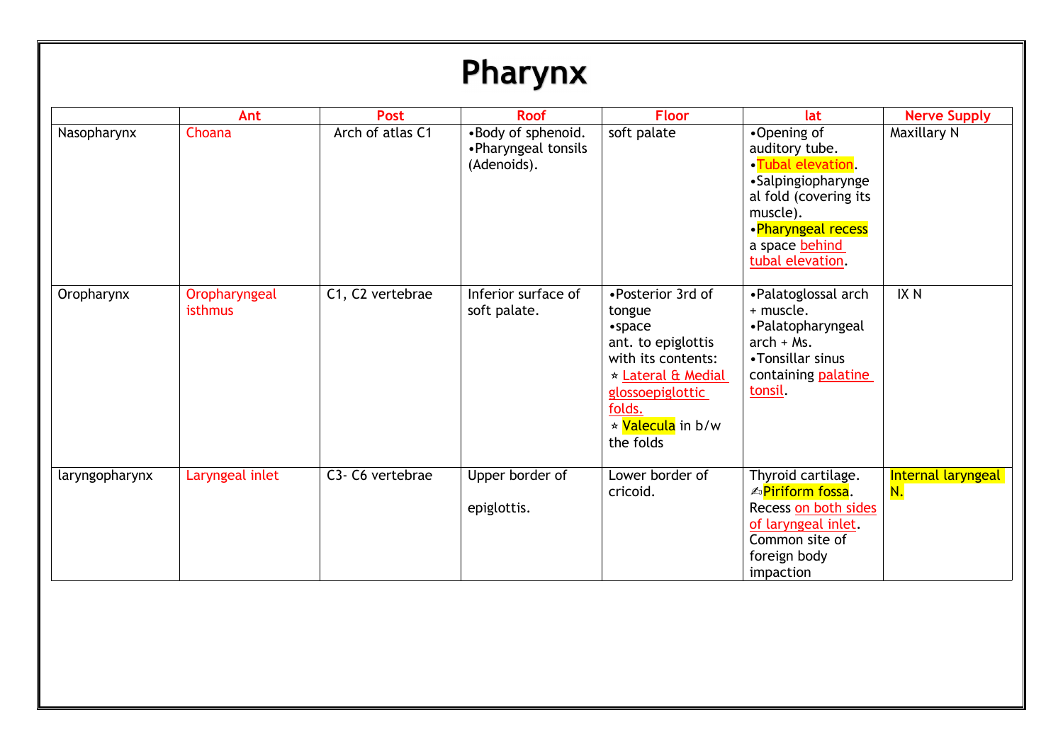# Pharynx

| | Ant | Post | Roof | Floor | lat | Nerve Supply |
|---|---|---|---|---|---|---|
| Nasopharynx | Choana | Arch of atlas C1 | •Body of sphenoid.<br>•Pharyngeal tonsils (Adenoids). | soft palate | •Opening of auditory tube.<br>•Tubal elevation.<br>•Salpingiopharyngeal fold (covering its muscle).<br>•Pharyngeal recess a space behind tubal elevation. | Maxillary N |
| Oropharynx | Oropharyngeal isthmus | C1, C2 vertebrae | Inferior surface of soft palate. | •Posterior 3rd of tongue<br>•space ant. to epiglottis with its contents:<br>⭑ Lateral & Medial glossoepiglottic folds.<br>⭑ Valecula in b/w the folds | •Palatoglossal arch + muscle.<br>•Palatopharyngeal arch + Ms.<br>•Tonsillar sinus containing palatine tonsil. | IX N |
| laryngopharynx | Laryngeal inlet | C3- C6 vertebrae | Upper border of epiglottis. | Lower border of cricoid. | Thyroid cartilage.<br>✍Piriform fossa. Recess on both sides of laryngeal inlet. Common site of foreign body impaction | Internal laryngeal N. |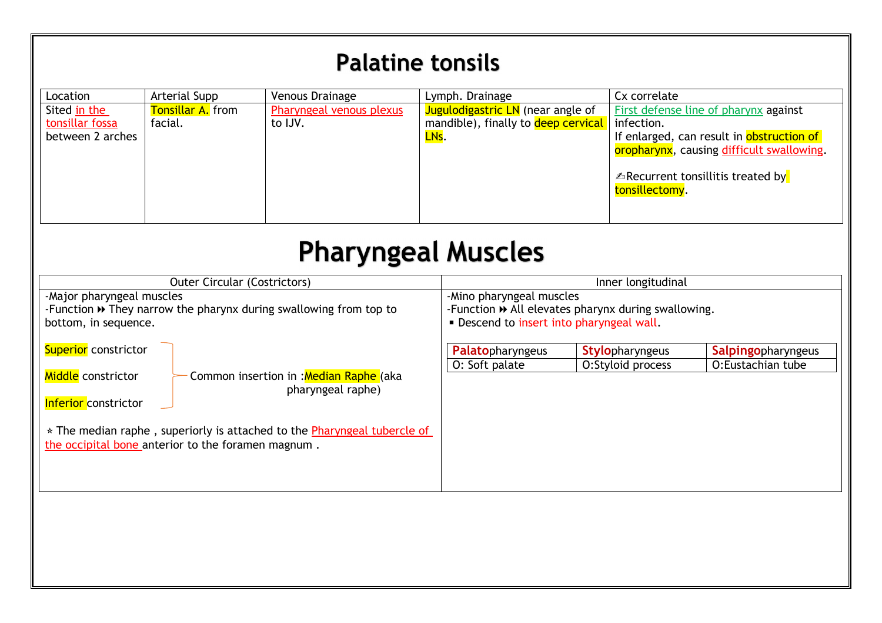# Palatine tonsils

| Location | Arterial Supp | Venous Drainage | Lymph. Drainage | Cx correlate |
| --- | --- | --- | --- | --- |
| Sited in the tonsillar fossa between 2 arches | Tonsillar A. from facial. | Pharyngeal venous plexus to IJV. | Jugulodigastric LN (near angle of mandible), finally to deep cervical LNs. | First defense line of pharynx against infection.<br>If enlarged, can result in obstruction of oropharynx, causing difficult swallowing.<br><br>✍Recurrent tonsillitis treated by tonsillectomy. |

# Pharyngeal Muscles

| Outer Circular (Costrictors) | Inner longitudinal |
| --- | --- |
| -Major pharyngeal muscles<br>-Function ⏩ They narrow the pharynx during swallowing from top to bottom, in sequence.<br><br>Superior constrictor<br>Middle constrictor<br>Inferior constrictor<br>— Common insertion in :Median Raphe (aka pharyngeal raphe)<br><br>⋆ The median raphe , superiorly is attached to the Pharyngeal tubercle of the occipital bone anterior to the foramen magnum . | -Mino pharyngeal muscles<br>-Function ⏩ All elevates pharynx during swallowing.<br>▪ Descend to insert into pharyngeal wall.<br><br>**Palato**pharyngeus — O: Soft palate<br>**Stylo**pharyngeus — O:Styloid process<br>**Salpingo**pharyngeus — O:Eustachian tube |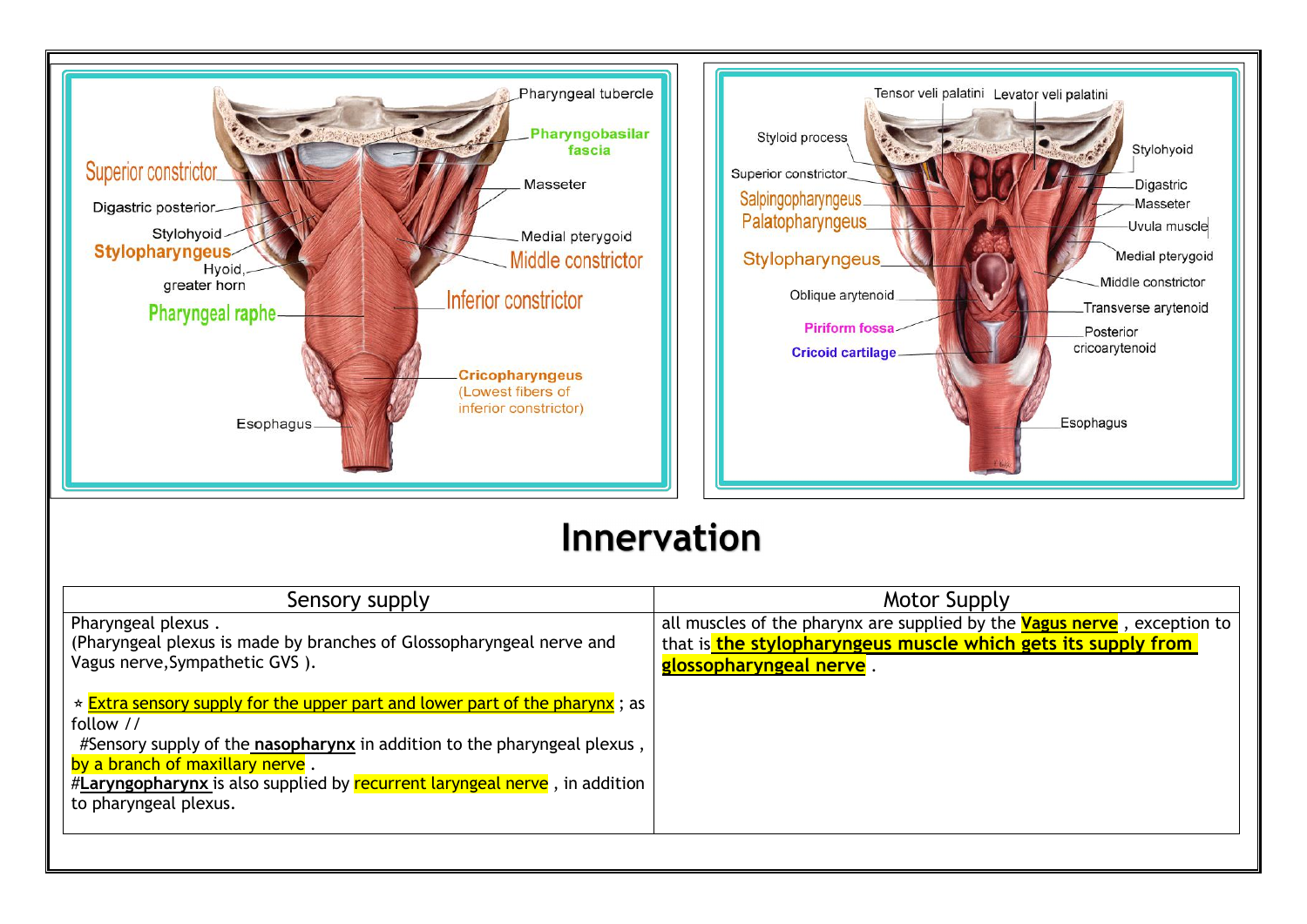Pharyngeal tubercle

Pharyngobasilar fascia

Superior constrictor

Masseter

Digastric posterior

Stylohyoid

Medial pterygoid

Stylopharyngeus

Middle constrictor

Hyoid, greater horn

Pharyngeal raphe

Inferior constrictor

Cricopharyngeus (Lowest fibers of inferior constrictor)

Esophagus

Tensor veli palatini

Levator veli palatini

Styloid process

Stylohyoid

Superior constrictor

Digastric

Salpingopharyngeus

Masseter

Palatopharyngeus

Uvula muscle

Stylopharyngeus

Medial pterygoid

Middle constrictor

Oblique arytenoid

Transverse arytenoid

Piriform fossa

Posterior cricoarytenoid

Cricoid cartilage

Esophagus

# Innervation

| Sensory supply | Motor Supply |
|---|---|
| Pharyngeal plexus .<br>(Pharyngeal plexus is made by branches of Glossopharyngeal nerve and Vagus nerve,Sympathetic GVS ).<br><br>⋆ Extra sensory supply for the upper part and lower part of the pharynx ; as follow //<br>#Sensory supply of the **nasopharynx** in addition to the pharyngeal plexus , by a branch of maxillary nerve .<br>#**Laryngopharynx** is also supplied by recurrent laryngeal nerve , in addition to pharyngeal plexus. | all muscles of the pharynx are supplied by the **Vagus nerve** , exception to that is **the stylopharyngeus muscle which gets its supply from glossopharyngeal nerve** . |